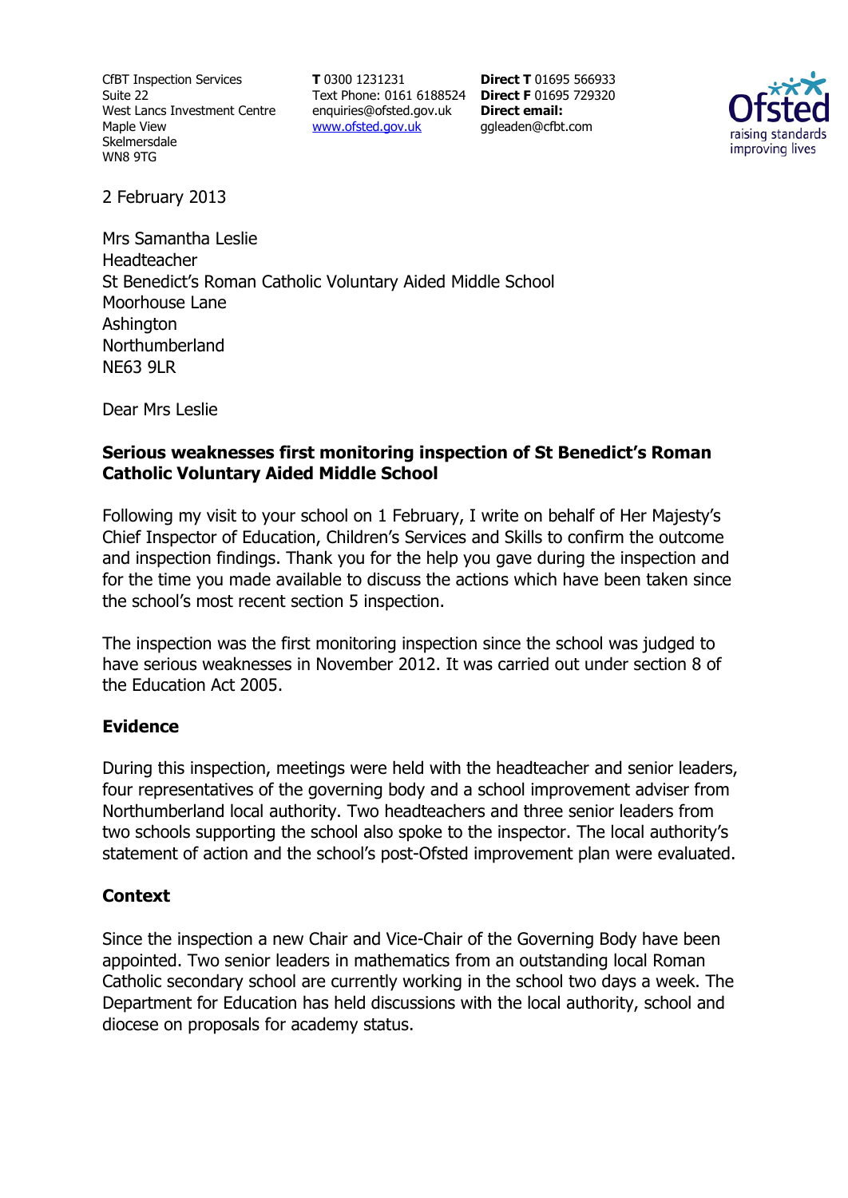CfBT Inspection Services
Suite 22
West Lancs Investment Centre
Maple View
Skelmersdale
WN8 9TG

**T** 0300 1231231
Text Phone: 0161 6188524
enquiries@ofsted.gov.uk
www.ofsted.gov.uk

**Direct T** 01695 566933
**Direct F** 01695 729320
**Direct email:**
ggleaden@cfbt.com

2 February 2013

Mrs Samantha Leslie
Headteacher
St Benedict's Roman Catholic Voluntary Aided Middle School
Moorhouse Lane
Ashington
Northumberland
NE63 9LR

Dear Mrs Leslie

**Serious weaknesses first monitoring inspection of St Benedict's Roman Catholic Voluntary Aided Middle School**

Following my visit to your school on 1 February, I write on behalf of Her Majesty's Chief Inspector of Education, Children's Services and Skills to confirm the outcome and inspection findings. Thank you for the help you gave during the inspection and for the time you made available to discuss the actions which have been taken since the school's most recent section 5 inspection.

The inspection was the first monitoring inspection since the school was judged to have serious weaknesses in November 2012. It was carried out under section 8 of the Education Act 2005.

## Evidence

During this inspection, meetings were held with the headteacher and senior leaders, four representatives of the governing body and a school improvement adviser from Northumberland local authority. Two headteachers and three senior leaders from two schools supporting the school also spoke to the inspector. The local authority's statement of action and the school's post-Ofsted improvement plan were evaluated.

## Context

Since the inspection a new Chair and Vice-Chair of the Governing Body have been appointed. Two senior leaders in mathematics from an outstanding local Roman Catholic secondary school are currently working in the school two days a week. The Department for Education has held discussions with the local authority, school and diocese on proposals for academy status.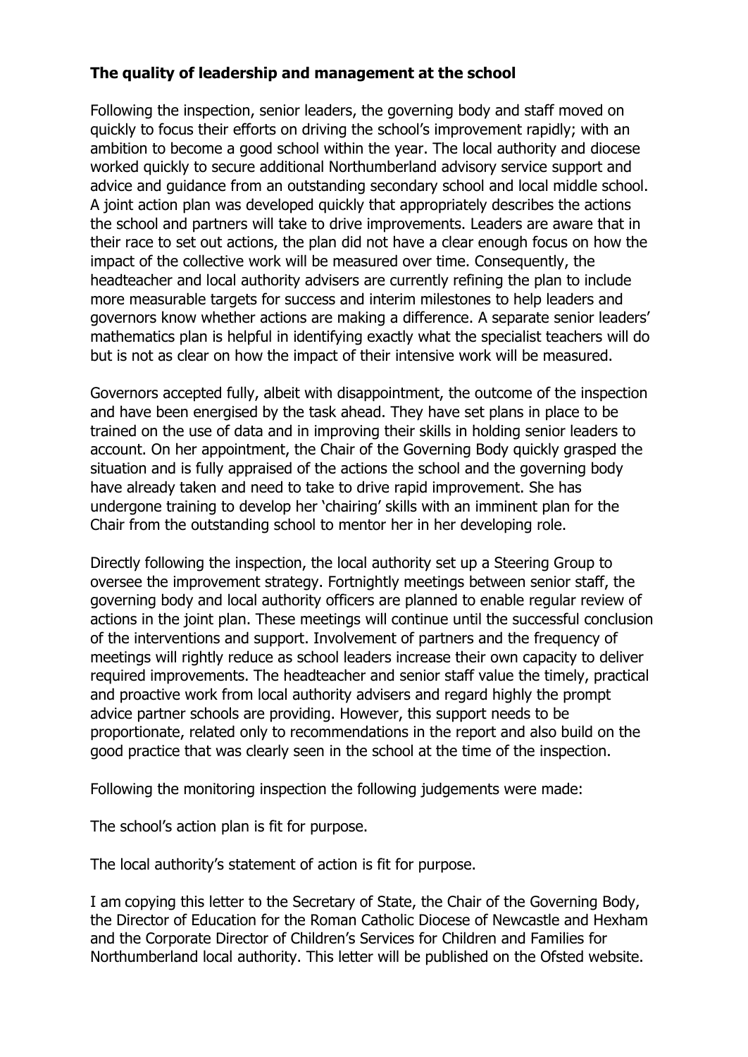**The quality of leadership and management at the school**

Following the inspection, senior leaders, the governing body and staff moved on quickly to focus their efforts on driving the school's improvement rapidly; with an ambition to become a good school within the year. The local authority and diocese worked quickly to secure additional Northumberland advisory service support and advice and guidance from an outstanding secondary school and local middle school. A joint action plan was developed quickly that appropriately describes the actions the school and partners will take to drive improvements. Leaders are aware that in their race to set out actions, the plan did not have a clear enough focus on how the impact of the collective work will be measured over time. Consequently, the headteacher and local authority advisers are currently refining the plan to include more measurable targets for success and interim milestones to help leaders and governors know whether actions are making a difference. A separate senior leaders' mathematics plan is helpful in identifying exactly what the specialist teachers will do but is not as clear on how the impact of their intensive work will be measured.

Governors accepted fully, albeit with disappointment, the outcome of the inspection and have been energised by the task ahead. They have set plans in place to be trained on the use of data and in improving their skills in holding senior leaders to account. On her appointment, the Chair of the Governing Body quickly grasped the situation and is fully appraised of the actions the school and the governing body have already taken and need to take to drive rapid improvement. She has undergone training to develop her 'chairing' skills with an imminent plan for the Chair from the outstanding school to mentor her in her developing role.

Directly following the inspection, the local authority set up a Steering Group to oversee the improvement strategy. Fortnightly meetings between senior staff, the governing body and local authority officers are planned to enable regular review of actions in the joint plan. These meetings will continue until the successful conclusion of the interventions and support. Involvement of partners and the frequency of meetings will rightly reduce as school leaders increase their own capacity to deliver required improvements. The headteacher and senior staff value the timely, practical and proactive work from local authority advisers and regard highly the prompt advice partner schools are providing. However, this support needs to be proportionate, related only to recommendations in the report and also build on the good practice that was clearly seen in the school at the time of the inspection.

Following the monitoring inspection the following judgements were made:

The school's action plan is fit for purpose.

The local authority's statement of action is fit for purpose.

I am copying this letter to the Secretary of State, the Chair of the Governing Body, the Director of Education for the Roman Catholic Diocese of Newcastle and Hexham and the Corporate Director of Children's Services for Children and Families for Northumberland local authority. This letter will be published on the Ofsted website.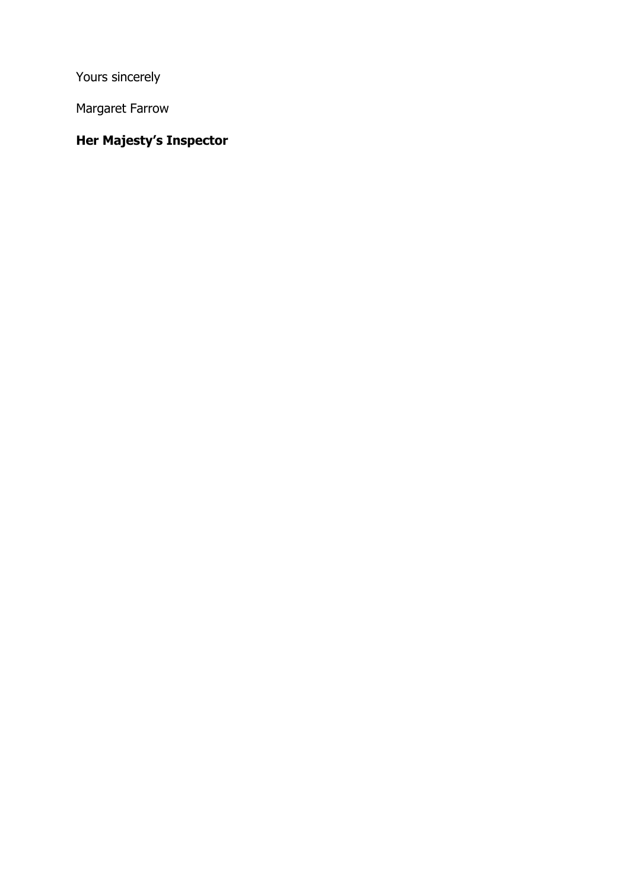Yours sincerely

Margaret Farrow

**Her Majesty's Inspector**